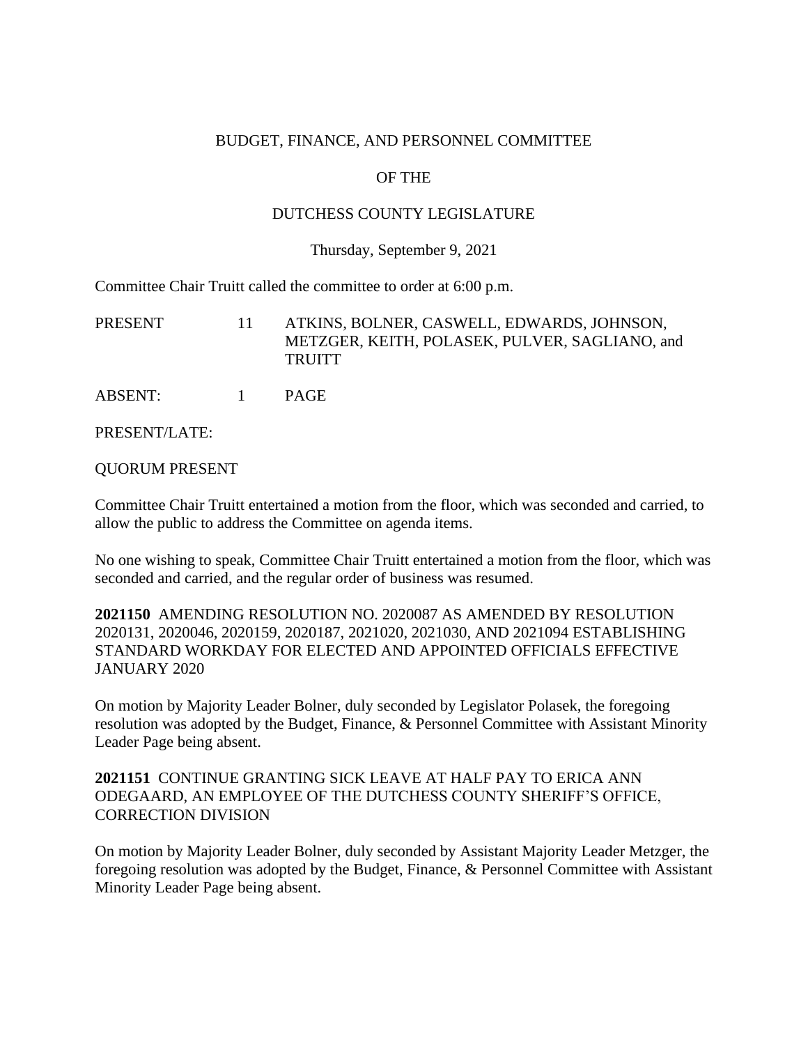BUDGET, FINANCE, AND PERSONNEL COMMITTEE

OF THE

DUTCHESS COUNTY LEGISLATURE

Thursday, September 9, 2021

Committee Chair Truitt called the committee to order at 6:00 p.m.

| | | |
|---|---|---|
| PRESENT | 11 | ATKINS, BOLNER, CASWELL, EDWARDS, JOHNSON, METZGER, KEITH, POLASEK, PULVER, SAGLIANO, and TRUITT |
| ABSENT: | 1 | PAGE |
| PRESENT/LATE: | | |

QUORUM PRESENT

Committee Chair Truitt entertained a motion from the floor, which was seconded and carried, to allow the public to address the Committee on agenda items.

No one wishing to speak, Committee Chair Truitt entertained a motion from the floor, which was seconded and carried, and the regular order of business was resumed.

**2021150** AMENDING RESOLUTION NO. 2020087 AS AMENDED BY RESOLUTION 2020131, 2020046, 2020159, 2020187, 2021020, 2021030, AND 2021094 ESTABLISHING STANDARD WORKDAY FOR ELECTED AND APPOINTED OFFICIALS EFFECTIVE JANUARY 2020

On motion by Majority Leader Bolner, duly seconded by Legislator Polasek, the foregoing resolution was adopted by the Budget, Finance, & Personnel Committee with Assistant Minority Leader Page being absent.

**2021151** CONTINUE GRANTING SICK LEAVE AT HALF PAY TO ERICA ANN ODEGAARD, AN EMPLOYEE OF THE DUTCHESS COUNTY SHERIFF'S OFFICE, CORRECTION DIVISION

On motion by Majority Leader Bolner, duly seconded by Assistant Majority Leader Metzger, the foregoing resolution was adopted by the Budget, Finance, & Personnel Committee with Assistant Minority Leader Page being absent.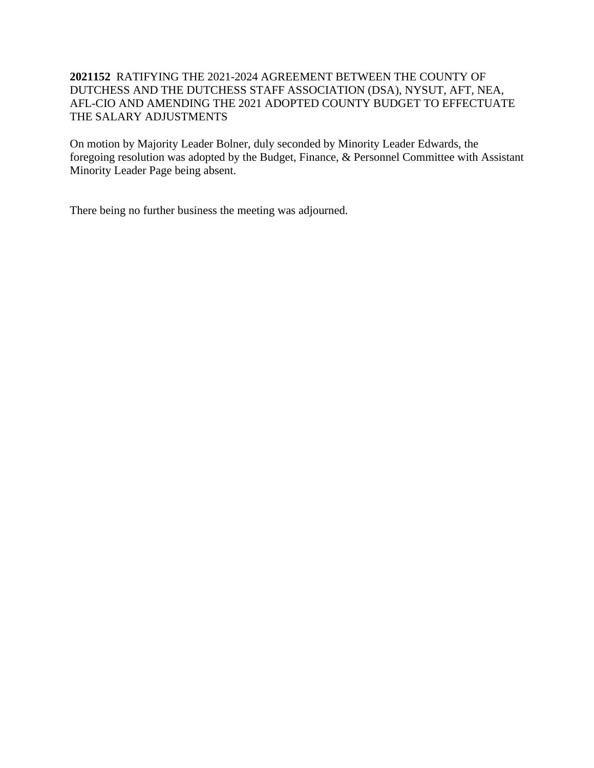**2021152** RATIFYING THE 2021-2024 AGREEMENT BETWEEN THE COUNTY OF DUTCHESS AND THE DUTCHESS STAFF ASSOCIATION (DSA), NYSUT, AFT, NEA, AFL-CIO AND AMENDING THE 2021 ADOPTED COUNTY BUDGET TO EFFECTUATE THE SALARY ADJUSTMENTS

On motion by Majority Leader Bolner, duly seconded by Minority Leader Edwards, the foregoing resolution was adopted by the Budget, Finance, & Personnel Committee with Assistant Minority Leader Page being absent.

There being no further business the meeting was adjourned.